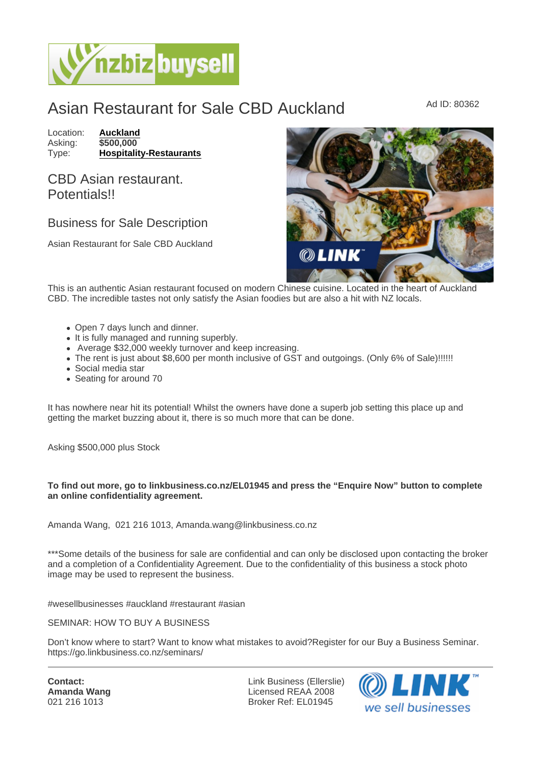# Asian Restaurant for Sale CBD Auckland

Ad ID: 80362

Location: **Auckland**
Asking: **$500,000**
Type: **Hospitality-Restaurants**

## CBD Asian restaurant. Potentials!!

## Business for Sale Description

Asian Restaurant for Sale CBD Auckland

This is an authentic Asian restaurant focused on modern Chinese cuisine. Located in the heart of Auckland CBD. The incredible tastes not only satisfy the Asian foodies but are also a hit with NZ locals.

- Open 7 days lunch and dinner.
- It is fully managed and running superbly.
- Average $32,000 weekly turnover and keep increasing.
- The rent is just about $8,600 per month inclusive of GST and outgoings. (Only 6% of Sale)!!!!!!
- Social media star
- Seating for around 70

It has nowhere near hit its potential! Whilst the owners have done a superb job setting this place up and getting the market buzzing about it, there is so much more that can be done.

Asking $500,000 plus Stock

**To find out more, go to linkbusiness.co.nz/EL01945 and press the "Enquire Now" button to complete an online confidentiality agreement.**

Amanda Wang, 021 216 1013, Amanda.wang@linkbusiness.co.nz

***Some details of the business for sale are confidential and can only be disclosed upon contacting the broker and a completion of a Confidentiality Agreement. Due to the confidentiality of this business a stock photo image may be used to represent the business.

#wesellbusinesses #auckland #restaurant #asian

SEMINAR: HOW TO BUY A BUSINESS

Don't know where to start? Want to know what mistakes to avoid?Register for our Buy a Business Seminar. https://go.linkbusiness.co.nz/seminars/

**Contact:**
**Amanda Wang**
021 216 1013

Link Business (Ellerslie)
Licensed REAA 2008
Broker Ref: EL01945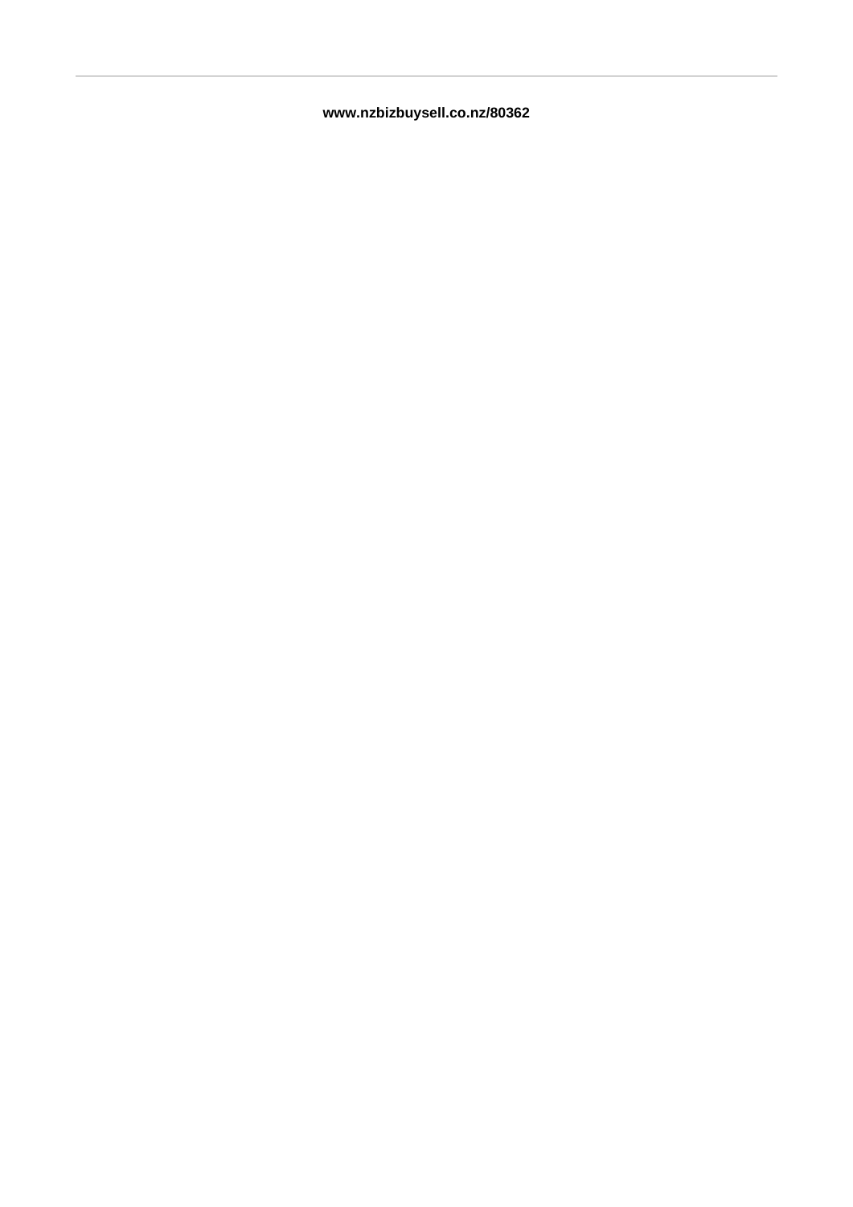**www.nzbizbuysell.co.nz/80362**